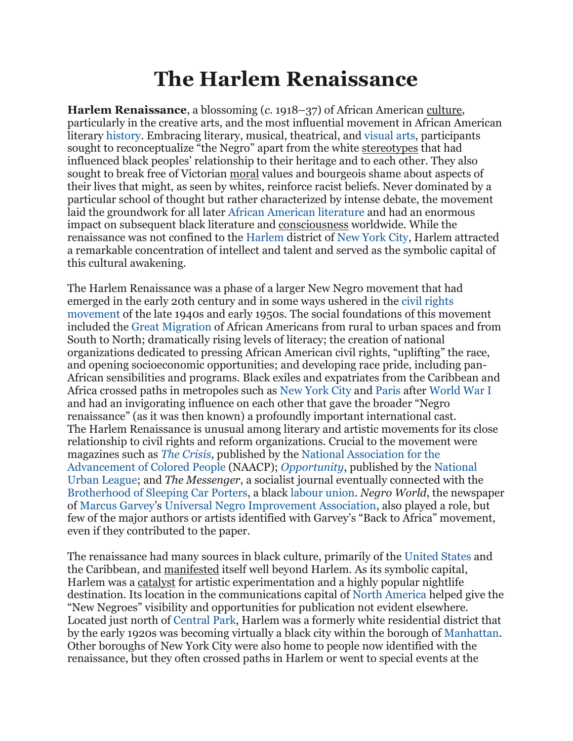# The Harlem Renaissance

**Harlem Renaissance**, a blossoming (*c.* 1918–37) of African American culture, particularly in the creative arts, and the most influential movement in African American literary history. Embracing literary, musical, theatrical, and visual arts, participants sought to reconceptualize "the Negro" apart from the white stereotypes that had influenced black peoples' relationship to their heritage and to each other. They also sought to break free of Victorian moral values and bourgeois shame about aspects of their lives that might, as seen by whites, reinforce racist beliefs. Never dominated by a particular school of thought but rather characterized by intense debate, the movement laid the groundwork for all later African American literature and had an enormous impact on subsequent black literature and consciousness worldwide. While the renaissance was not confined to the Harlem district of New York City, Harlem attracted a remarkable concentration of intellect and talent and served as the symbolic capital of this cultural awakening.

The Harlem Renaissance was a phase of a larger New Negro movement that had emerged in the early 20th century and in some ways ushered in the civil rights movement of the late 1940s and early 1950s. The social foundations of this movement included the Great Migration of African Americans from rural to urban spaces and from South to North; dramatically rising levels of literacy; the creation of national organizations dedicated to pressing African American civil rights, "uplifting" the race, and opening socioeconomic opportunities; and developing race pride, including pan-African sensibilities and programs. Black exiles and expatriates from the Caribbean and Africa crossed paths in metropoles such as New York City and Paris after World War I and had an invigorating influence on each other that gave the broader "Negro renaissance" (as it was then known) a profoundly important international cast.
The Harlem Renaissance is unusual among literary and artistic movements for its close relationship to civil rights and reform organizations. Crucial to the movement were magazines such as *The Crisis*, published by the National Association for the Advancement of Colored People (NAACP); *Opportunity*, published by the National Urban League; and *The Messenger*, a socialist journal eventually connected with the Brotherhood of Sleeping Car Porters, a black labour union. *Negro World*, the newspaper of Marcus Garvey's Universal Negro Improvement Association, also played a role, but few of the major authors or artists identified with Garvey's "Back to Africa" movement, even if they contributed to the paper.

The renaissance had many sources in black culture, primarily of the United States and the Caribbean, and manifested itself well beyond Harlem. As its symbolic capital, Harlem was a catalyst for artistic experimentation and a highly popular nightlife destination. Its location in the communications capital of North America helped give the "New Negroes" visibility and opportunities for publication not evident elsewhere. Located just north of Central Park, Harlem was a formerly white residential district that by the early 1920s was becoming virtually a black city within the borough of Manhattan. Other boroughs of New York City were also home to people now identified with the renaissance, but they often crossed paths in Harlem or went to special events at the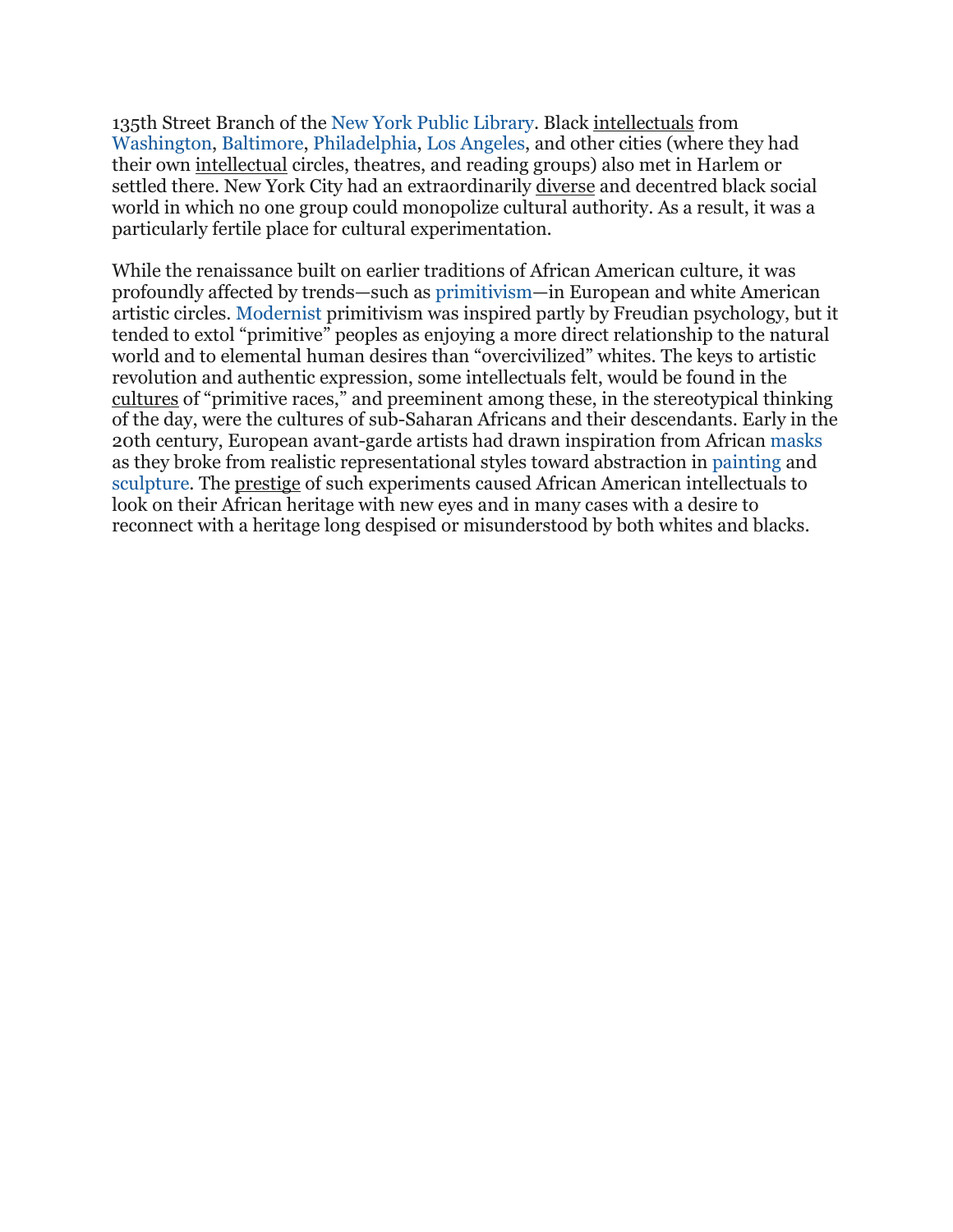135th Street Branch of the New York Public Library. Black intellectuals from Washington, Baltimore, Philadelphia, Los Angeles, and other cities (where they had their own intellectual circles, theatres, and reading groups) also met in Harlem or settled there. New York City had an extraordinarily diverse and decentred black social world in which no one group could monopolize cultural authority. As a result, it was a particularly fertile place for cultural experimentation.

While the renaissance built on earlier traditions of African American culture, it was profoundly affected by trends—such as primitivism—in European and white American artistic circles. Modernist primitivism was inspired partly by Freudian psychology, but it tended to extol “primitive” peoples as enjoying a more direct relationship to the natural world and to elemental human desires than “overcivilized” whites. The keys to artistic revolution and authentic expression, some intellectuals felt, would be found in the cultures of “primitive races,” and preeminent among these, in the stereotypical thinking of the day, were the cultures of sub-Saharan Africans and their descendants. Early in the 20th century, European avant-garde artists had drawn inspiration from African masks as they broke from realistic representational styles toward abstraction in painting and sculpture. The prestige of such experiments caused African American intellectuals to look on their African heritage with new eyes and in many cases with a desire to reconnect with a heritage long despised or misunderstood by both whites and blacks.